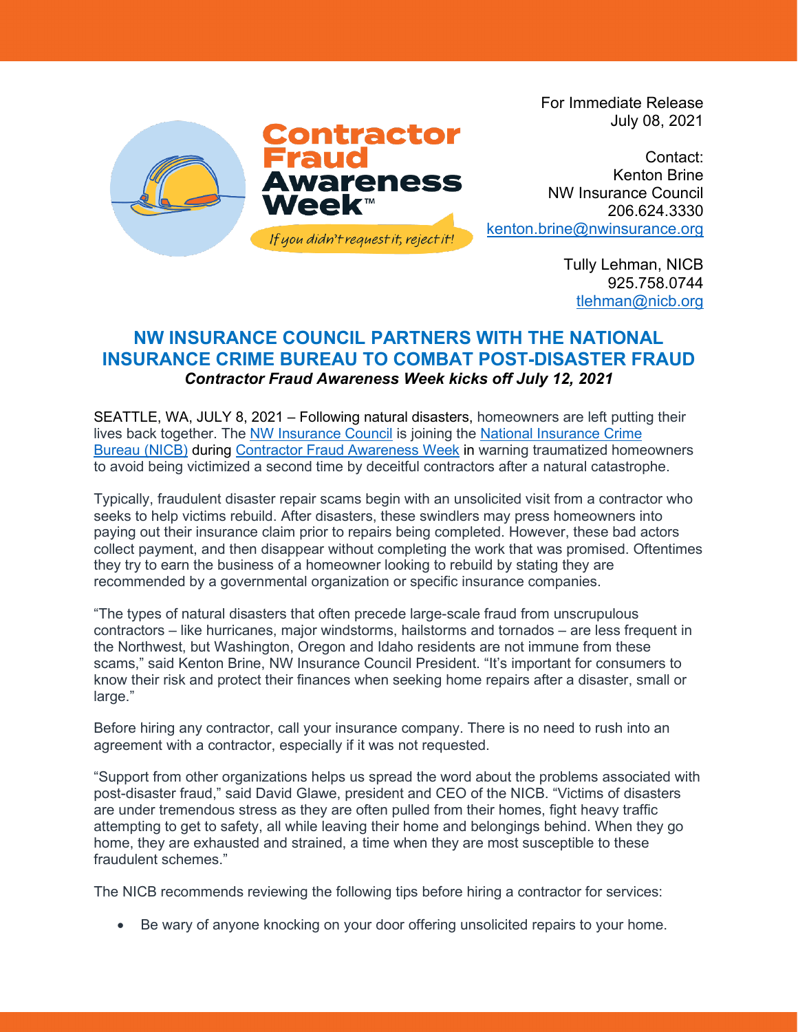Contractor Fraud Awareness Week™

*If you didn't request it, reject it!*

For Immediate Release
July 08, 2021

Contact:
Kenton Brine
NW Insurance Council
206.624.3330
kenton.brine@nwinsurance.org

Tully Lehman, NICB
925.758.0744
tlehman@nicb.org

# NW INSURANCE COUNCIL PARTNERS WITH THE NATIONAL INSURANCE CRIME BUREAU TO COMBAT POST-DISASTER FRAUD

***Contractor Fraud Awareness Week kicks off July 12, 2021***

SEATTLE, WA, JULY 8, 2021 – Following natural disasters, homeowners are left putting their lives back together. The NW Insurance Council is joining the National Insurance Crime Bureau (NICB) during Contractor Fraud Awareness Week in warning traumatized homeowners to avoid being victimized a second time by deceitful contractors after a natural catastrophe.

Typically, fraudulent disaster repair scams begin with an unsolicited visit from a contractor who seeks to help victims rebuild. After disasters, these swindlers may press homeowners into paying out their insurance claim prior to repairs being completed. However, these bad actors collect payment, and then disappear without completing the work that was promised. Oftentimes they try to earn the business of a homeowner looking to rebuild by stating they are recommended by a governmental organization or specific insurance companies.

"The types of natural disasters that often precede large-scale fraud from unscrupulous contractors – like hurricanes, major windstorms, hailstorms and tornados – are less frequent in the Northwest, but Washington, Oregon and Idaho residents are not immune from these scams," said Kenton Brine, NW Insurance Council President. "It's important for consumers to know their risk and protect their finances when seeking home repairs after a disaster, small or large."

Before hiring any contractor, call your insurance company. There is no need to rush into an agreement with a contractor, especially if it was not requested.

"Support from other organizations helps us spread the word about the problems associated with post-disaster fraud," said David Glawe, president and CEO of the NICB. "Victims of disasters are under tremendous stress as they are often pulled from their homes, fight heavy traffic attempting to get to safety, all while leaving their home and belongings behind. When they go home, they are exhausted and strained, a time when they are most susceptible to these fraudulent schemes."

The NICB recommends reviewing the following tips before hiring a contractor for services:

- Be wary of anyone knocking on your door offering unsolicited repairs to your home.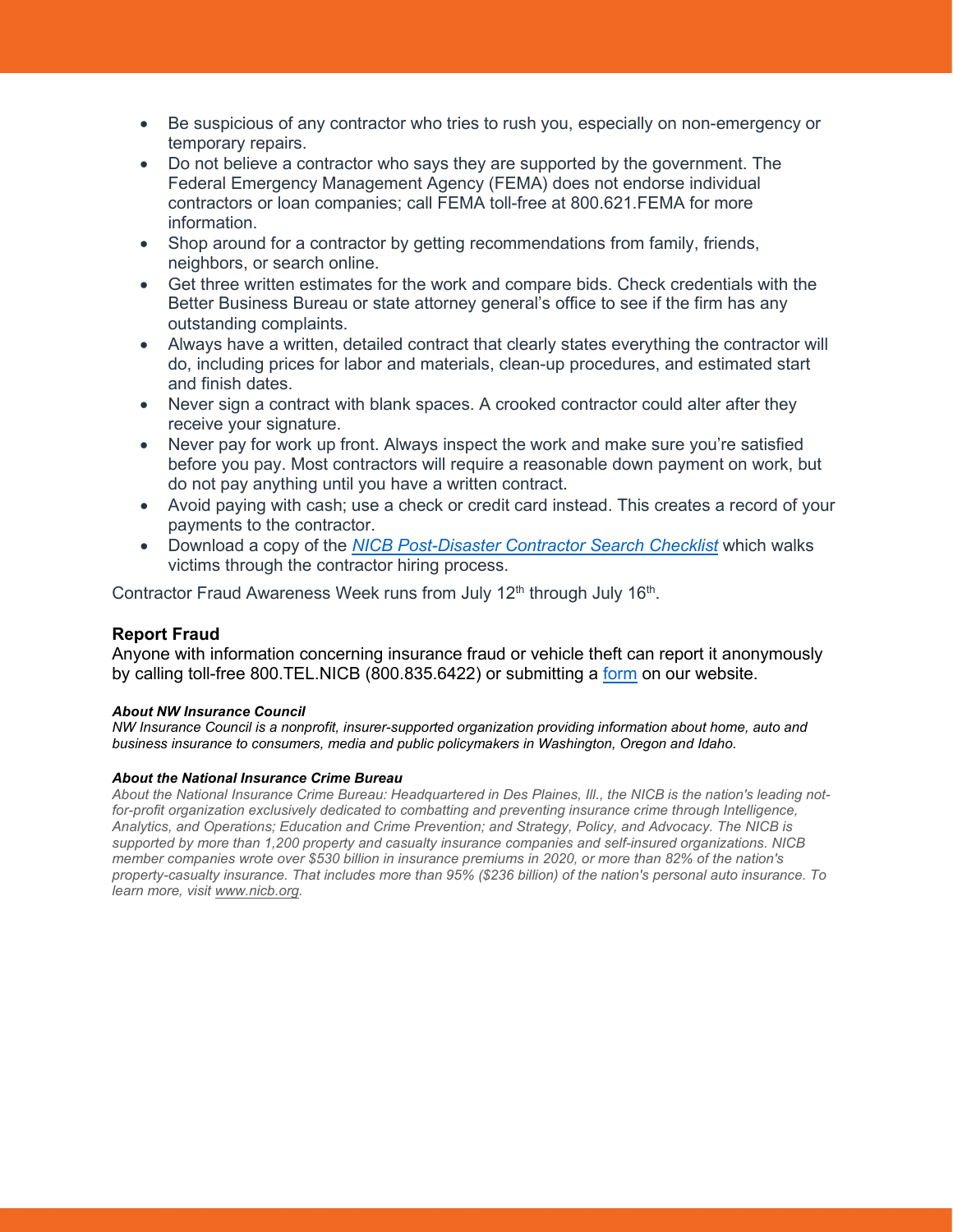- Be suspicious of any contractor who tries to rush you, especially on non-emergency or temporary repairs.
- Do not believe a contractor who says they are supported by the government. The Federal Emergency Management Agency (FEMA) does not endorse individual contractors or loan companies; call FEMA toll-free at 800.621.FEMA for more information.
- Shop around for a contractor by getting recommendations from family, friends, neighbors, or search online.
- Get three written estimates for the work and compare bids. Check credentials with the Better Business Bureau or state attorney general's office to see if the firm has any outstanding complaints.
- Always have a written, detailed contract that clearly states everything the contractor will do, including prices for labor and materials, clean-up procedures, and estimated start and finish dates.
- Never sign a contract with blank spaces. A crooked contractor could alter after they receive your signature.
- Never pay for work up front. Always inspect the work and make sure you're satisfied before you pay. Most contractors will require a reasonable down payment on work, but do not pay anything until you have a written contract.
- Avoid paying with cash; use a check or credit card instead. This creates a record of your payments to the contractor.
- Download a copy of the *NICB Post-Disaster Contractor Search Checklist* which walks victims through the contractor hiring process.

Contractor Fraud Awareness Week runs from July 12th through July 16th.

**Report Fraud**

Anyone with information concerning insurance fraud or vehicle theft can report it anonymously by calling toll-free 800.TEL.NICB (800.835.6422) or submitting a form on our website.

***About NW Insurance Council***

*NW Insurance Council is a nonprofit, insurer-supported organization providing information about home, auto and business insurance to consumers, media and public policymakers in Washington, Oregon and Idaho.*

***About the National Insurance Crime Bureau***

*About the National Insurance Crime Bureau: Headquartered in Des Plaines, Ill., the NICB is the nation's leading not-for-profit organization exclusively dedicated to combatting and preventing insurance crime through Intelligence, Analytics, and Operations; Education and Crime Prevention; and Strategy, Policy, and Advocacy. The NICB is supported by more than 1,200 property and casualty insurance companies and self-insured organizations. NICB member companies wrote over $530 billion in insurance premiums in 2020, or more than 82% of the nation's property-casualty insurance. That includes more than 95% ($236 billion) of the nation's personal auto insurance. To learn more, visit www.nicb.org.*